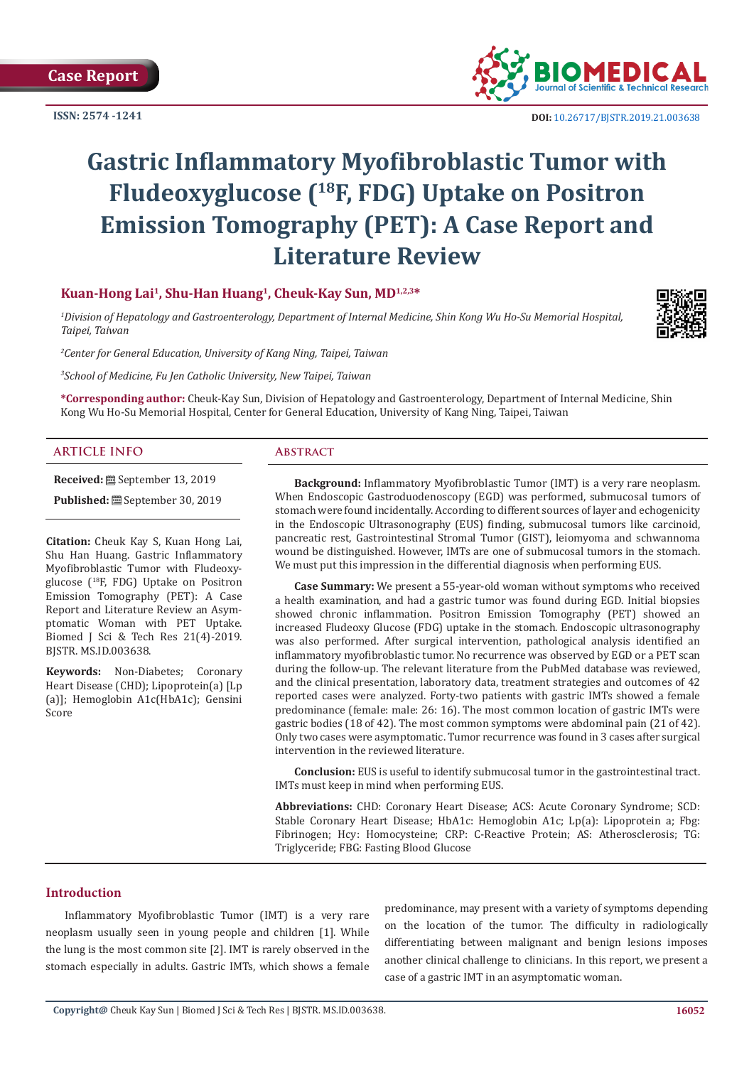Case Report

ISSN: 2574 -1241

DOI: 10.26717/BJSTR.2019.21.003638

# Gastric Inflammatory Myofibroblastic Tumor with Fludeoxyglucose ($^{18}$F, FDG) Uptake on Positron Emission Tomography (PET): A Case Report and Literature Review

**Kuan-Hong Lai[1], Shu-Han Huang[1], Cheuk-Kay Sun, MD[1,2,3]***

[1]*Division of Hepatology and Gastroenterology, Department of Internal Medicine, Shin Kong Wu Ho-Su Memorial Hospital, Taipei, Taiwan*

[2]*Center for General Education, University of Kang Ning, Taipei, Taiwan*

[3]*School of Medicine, Fu Jen Catholic University, New Taipei, Taiwan*

***Corresponding author:** Cheuk-Kay Sun, Division of Hepatology and Gastroenterology, Department of Internal Medicine, Shin Kong Wu Ho-Su Memorial Hospital, Center for General Education, University of Kang Ning, Taipei, Taiwan

## ARTICLE INFO

**Received:** September 13, 2019

**Published:** September 30, 2019

**Citation:** Cheuk Kay S, Kuan Hong Lai, Shu Han Huang. Gastric Inflammatory Myofibroblastic Tumor with Fludeoxyglucose ($^{18}$F, FDG) Uptake on Positron Emission Tomography (PET): A Case Report and Literature Review an Asymptomatic Woman with PET Uptake. Biomed J Sci & Tech Res 21(4)-2019. BJSTR. MS.ID.003638.

**Keywords:** Non-Diabetes; Coronary Heart Disease (CHD); Lipoprotein(a) [Lp (a)]; Hemoglobin A1c(HbA1c); Gensini Score

## Abstract

**Background:** Inflammatory Myofibroblastic Tumor (IMT) is a very rare neoplasm. When Endoscopic Gastroduodenoscopy (EGD) was performed, submucosal tumors of stomach were found incidentally. According to different sources of layer and echogenicity in the Endoscopic Ultrasonography (EUS) finding, submucosal tumors like carcinoid, pancreatic rest, Gastrointestinal Stromal Tumor (GIST), leiomyoma and schwannoma wound be distinguished. However, IMTs are one of submucosal tumors in the stomach. We must put this impression in the differential diagnosis when performing EUS.

**Case Summary:** We present a 55-year-old woman without symptoms who received a health examination, and had a gastric tumor was found during EGD. Initial biopsies showed chronic inflammation. Positron Emission Tomography (PET) showed an increased Fludeoxy Glucose (FDG) uptake in the stomach. Endoscopic ultrasonography was also performed. After surgical intervention, pathological analysis identified an inflammatory myofibroblastic tumor. No recurrence was observed by EGD or a PET scan during the follow-up. The relevant literature from the PubMed database was reviewed, and the clinical presentation, laboratory data, treatment strategies and outcomes of 42 reported cases were analyzed. Forty-two patients with gastric IMTs showed a female predominance (female: male: 26: 16). The most common location of gastric IMTs were gastric bodies (18 of 42). The most common symptoms were abdominal pain (21 of 42). Only two cases were asymptomatic. Tumor recurrence was found in 3 cases after surgical intervention in the reviewed literature.

**Conclusion:** EUS is useful to identify submucosal tumor in the gastrointestinal tract. IMTs must keep in mind when performing EUS.

**Abbreviations:** CHD: Coronary Heart Disease; ACS: Acute Coronary Syndrome; SCD: Stable Coronary Heart Disease; HbA1c: Hemoglobin A1c; Lp(a): Lipoprotein a; Fbg: Fibrinogen; Hcy: Homocysteine; CRP: C-Reactive Protein; AS: Atherosclerosis; TG: Triglyceride; FBG: Fasting Blood Glucose

## Introduction

Inflammatory Myofibroblastic Tumor (IMT) is a very rare neoplasm usually seen in young people and children [1]. While the lung is the most common site [2]. IMT is rarely observed in the stomach especially in adults. Gastric IMTs, which shows a female predominance, may present with a variety of symptoms depending on the location of the tumor. The difficulty in radiologically differentiating between malignant and benign lesions imposes another clinical challenge to clinicians. In this report, we present a case of a gastric IMT in an asymptomatic woman.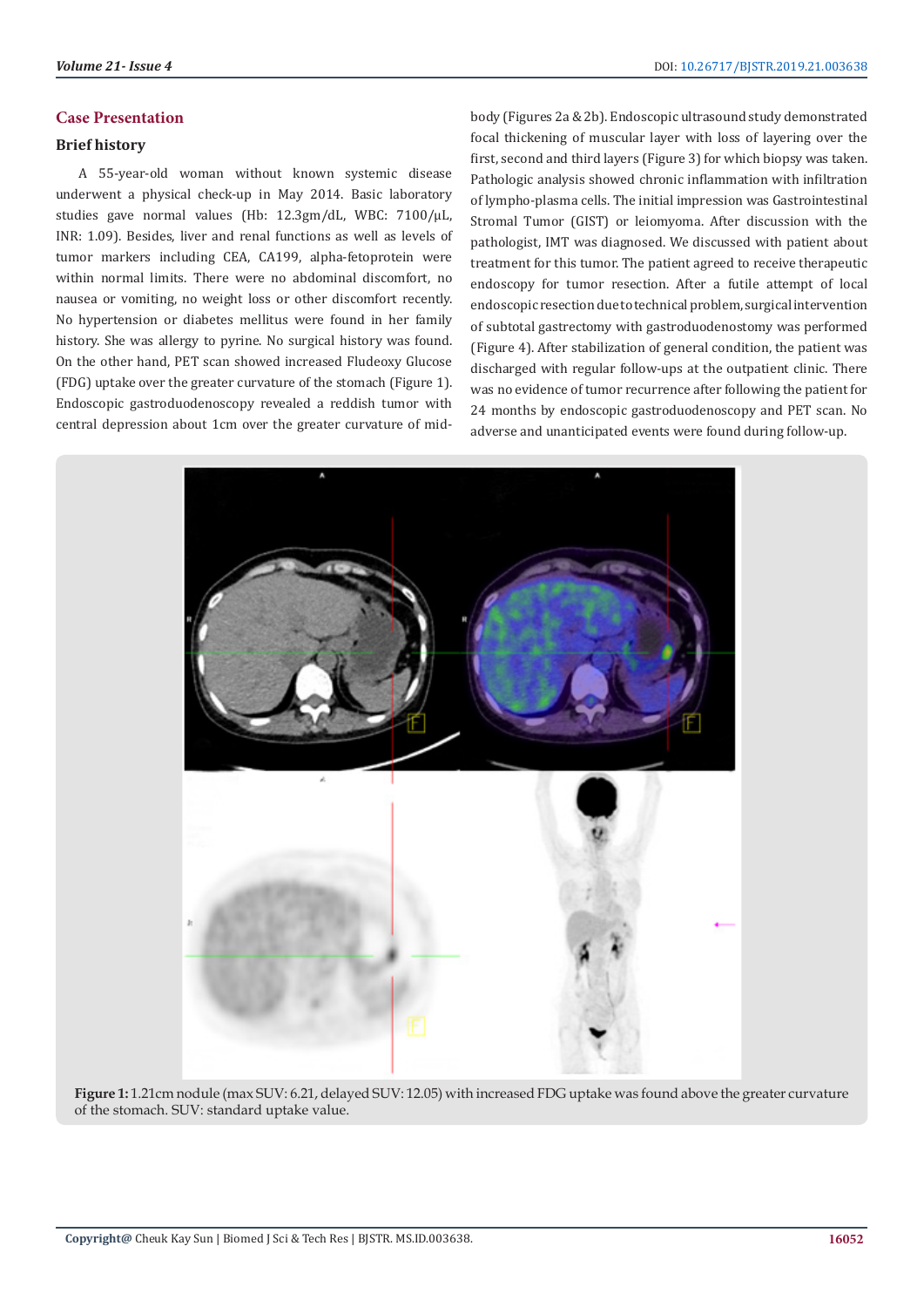## Case Presentation

### Brief history

A 55-year-old woman without known systemic disease underwent a physical check-up in May 2014. Basic laboratory studies gave normal values (Hb: 12.3gm/dL, WBC: 7100/μL, INR: 1.09). Besides, liver and renal functions as well as levels of tumor markers including CEA, CA199, alpha-fetoprotein were within normal limits. There were no abdominal discomfort, no nausea or vomiting, no weight loss or other discomfort recently. No hypertension or diabetes mellitus were found in her family history. She was allergy to pyrine. No surgical history was found. On the other hand, PET scan showed increased Fludeoxy Glucose (FDG) uptake over the greater curvature of the stomach (Figure 1). Endoscopic gastroduodenoscopy revealed a reddish tumor with central depression about 1cm over the greater curvature of mid-body (Figures 2a & 2b). Endoscopic ultrasound study demonstrated focal thickening of muscular layer with loss of layering over the first, second and third layers (Figure 3) for which biopsy was taken. Pathologic analysis showed chronic inflammation with infiltration of lympho-plasma cells. The initial impression was Gastrointestinal Stromal Tumor (GIST) or leiomyoma. After discussion with the pathologist, IMT was diagnosed. We discussed with patient about treatment for this tumor. The patient agreed to receive therapeutic endoscopy for tumor resection. After a futile attempt of local endoscopic resection due to technical problem, surgical intervention of subtotal gastrectomy with gastroduodenostomy was performed (Figure 4). After stabilization of general condition, the patient was discharged with regular follow-ups at the outpatient clinic. There was no evidence of tumor recurrence after following the patient for 24 months by endoscopic gastroduodenoscopy and PET scan. No adverse and unanticipated events were found during follow-up.

**Figure 1:** 1.21cm nodule (max SUV: 6.21, delayed SUV: 12.05) with increased FDG uptake was found above the greater curvature of the stomach. SUV: standard uptake value.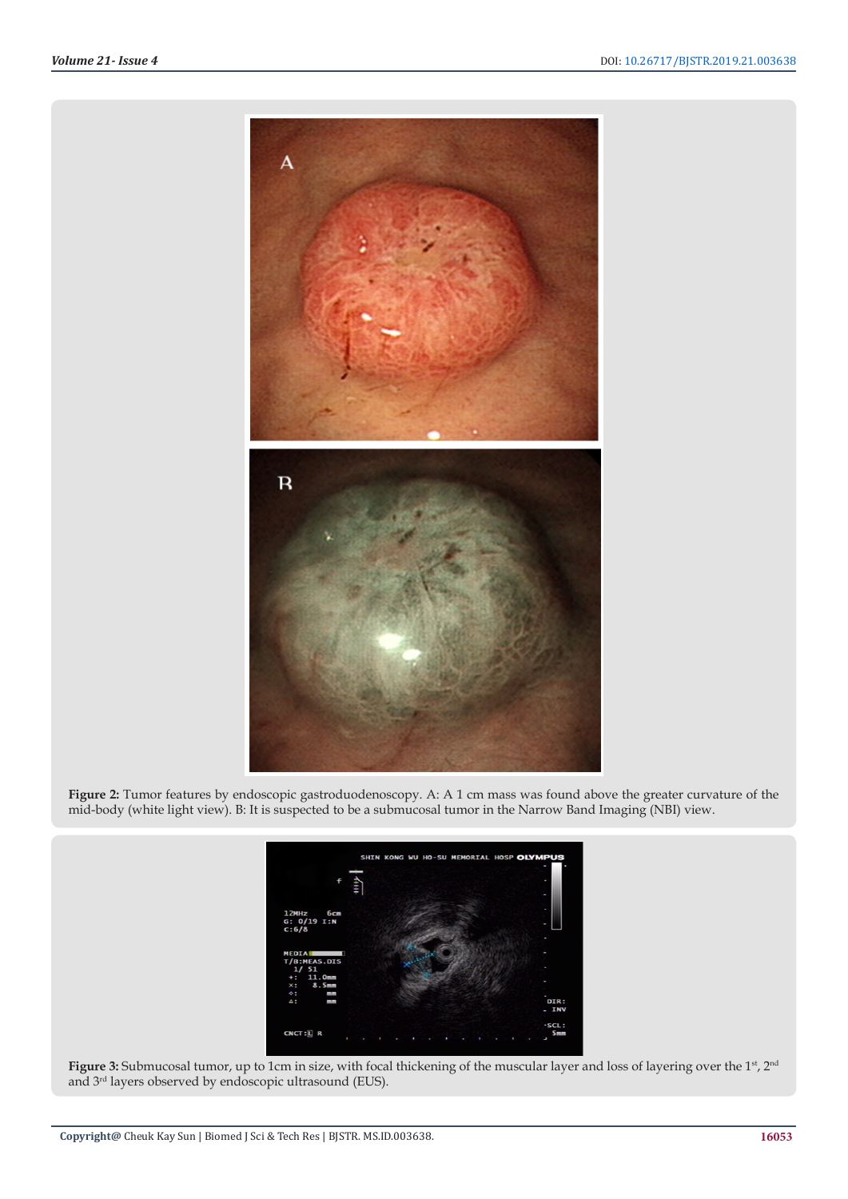**Figure 2:** Tumor features by endoscopic gastroduodenoscopy. A: A 1 cm mass was found above the greater curvature of the mid-body (white light view). B: It is suspected to be a submucosal tumor in the Narrow Band Imaging (NBI) view.

**Figure 3:** Submucosal tumor, up to 1cm in size, with focal thickening of the muscular layer and loss of layering over the 1st, 2nd and 3rd layers observed by endoscopic ultrasound (EUS).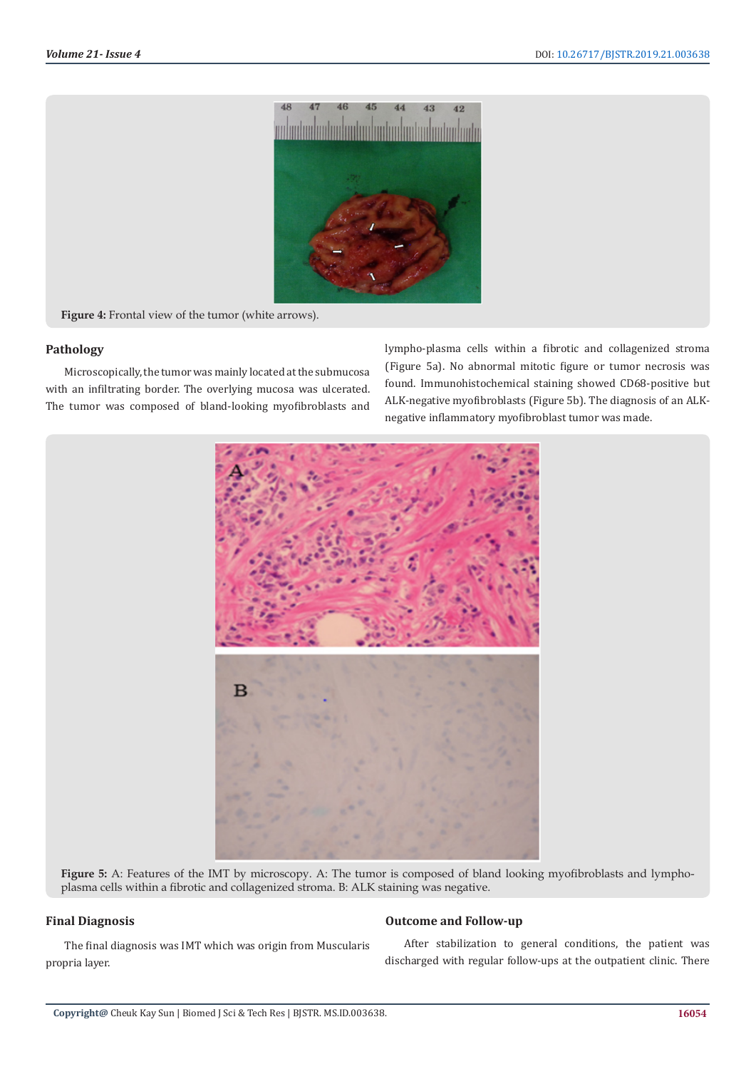Figure 4: Frontal view of the tumor (white arrows).

## Pathology

Microscopically, the tumor was mainly located at the submucosa with an infiltrating border. The overlying mucosa was ulcerated. The tumor was composed of bland-looking myofibroblasts and lympho-plasma cells within a fibrotic and collagenized stroma (Figure 5a). No abnormal mitotic figure or tumor necrosis was found. Immunohistochemical staining showed CD68-positive but ALK-negative myofibroblasts (Figure 5b). The diagnosis of an ALK-negative inflammatory myofibroblast tumor was made.

**Figure 5:** A: Features of the IMT by microscopy. A: The tumor is composed of bland looking myofibroblasts and lympho-plasma cells within a fibrotic and collagenized stroma. B: ALK staining was negative.

## Final Diagnosis

The final diagnosis was IMT which was origin from Muscularis propria layer.

## Outcome and Follow-up

After stabilization to general conditions, the patient was discharged with regular follow-ups at the outpatient clinic. There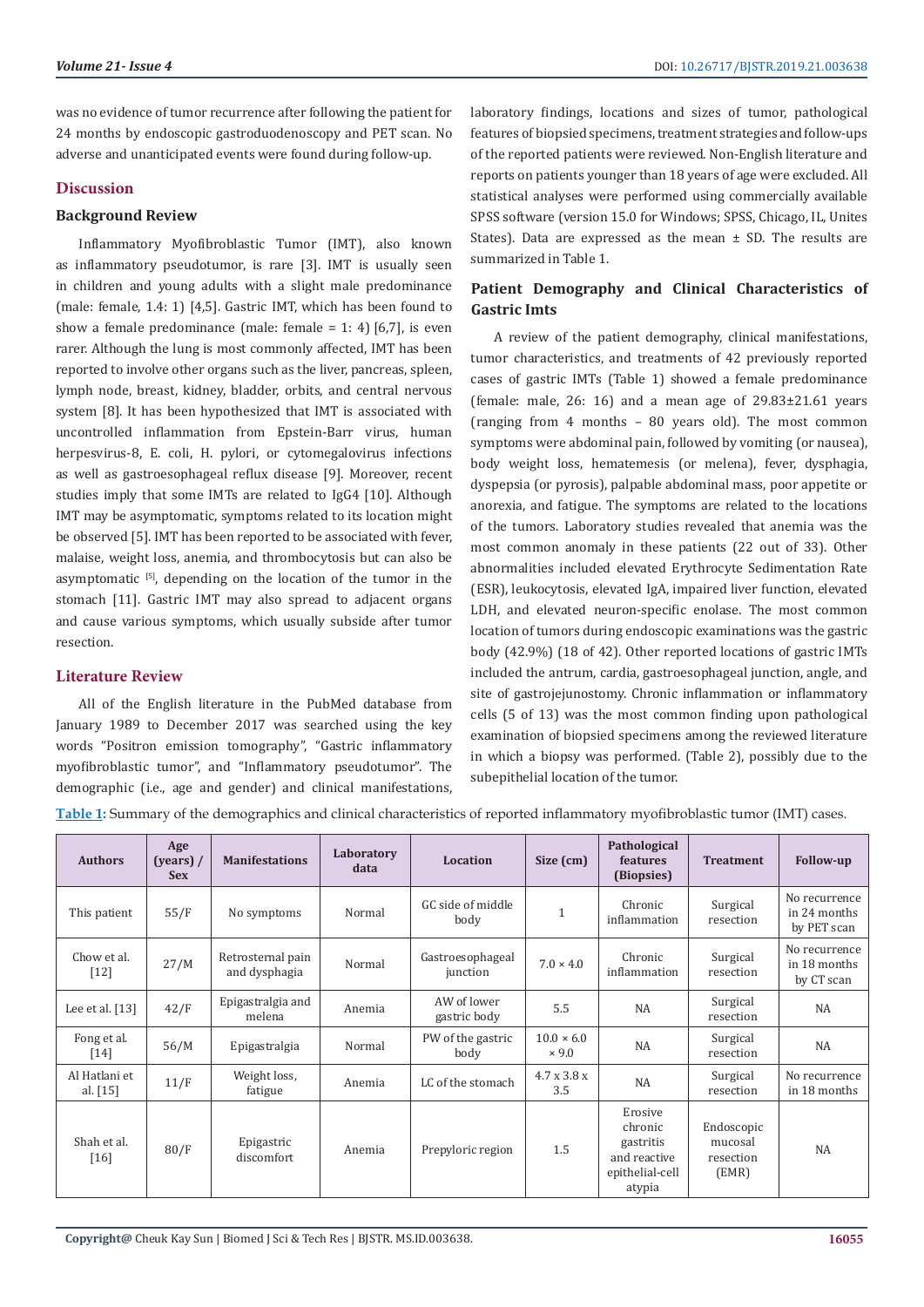was no evidence of tumor recurrence after following the patient for 24 months by endoscopic gastroduodenoscopy and PET scan. No adverse and unanticipated events were found during follow-up.

## Discussion

### Background Review

Inflammatory Myofibroblastic Tumor (IMT), also known as inflammatory pseudotumor, is rare [3]. IMT is usually seen in children and young adults with a slight male predominance (male: female, 1.4: 1) [4,5]. Gastric IMT, which has been found to show a female predominance (male: female = 1: 4) [6,7], is even rarer. Although the lung is most commonly affected, IMT has been reported to involve other organs such as the liver, pancreas, spleen, lymph node, breast, kidney, bladder, orbits, and central nervous system [8]. It has been hypothesized that IMT is associated with uncontrolled inflammation from Epstein-Barr virus, human herpesvirus-8, E. coli, H. pylori, or cytomegalovirus infections as well as gastroesophageal reflux disease [9]. Moreover, recent studies imply that some IMTs are related to IgG4 [10]. Although IMT may be asymptomatic, symptoms related to its location might be observed [5]. IMT has been reported to be associated with fever, malaise, weight loss, anemia, and thrombocytosis but can also be asymptomatic [5], depending on the location of the tumor in the stomach [11]. Gastric IMT may also spread to adjacent organs and cause various symptoms, which usually subside after tumor resection.

## Literature Review

All of the English literature in the PubMed database from January 1989 to December 2017 was searched using the key words "Positron emission tomography", "Gastric inflammatory myofibroblastic tumor", and "Inflammatory pseudotumor". The demographic (i.e., age and gender) and clinical manifestations, laboratory findings, locations and sizes of tumor, pathological features of biopsied specimens, treatment strategies and follow-ups of the reported patients were reviewed. Non-English literature and reports on patients younger than 18 years of age were excluded. All statistical analyses were performed using commercially available SPSS software (version 15.0 for Windows; SPSS, Chicago, IL, Unites States). Data are expressed as the mean ± SD. The results are summarized in Table 1.

### Patient Demography and Clinical Characteristics of Gastric Imts

A review of the patient demography, clinical manifestations, tumor characteristics, and treatments of 42 previously reported cases of gastric IMTs (Table 1) showed a female predominance (female: male, 26: 16) and a mean age of 29.83±21.61 years (ranging from 4 months – 80 years old). The most common symptoms were abdominal pain, followed by vomiting (or nausea), body weight loss, hematemesis (or melena), fever, dysphagia, dyspepsia (or pyrosis), palpable abdominal mass, poor appetite or anorexia, and fatigue. The symptoms are related to the locations of the tumors. Laboratory studies revealed that anemia was the most common anomaly in these patients (22 out of 33). Other abnormalities included elevated Erythrocyte Sedimentation Rate (ESR), leukocytosis, elevated IgA, impaired liver function, elevated LDH, and elevated neuron-specific enolase. The most common location of tumors during endoscopic examinations was the gastric body (42.9%) (18 of 42). Other reported locations of gastric IMTs included the antrum, cardia, gastroesophageal junction, angle, and site of gastrojejunostomy. Chronic inflammation or inflammatory cells (5 of 13) was the most common finding upon pathological examination of biopsied specimens among the reviewed literature in which a biopsy was performed. (Table 2), possibly due to the subepithelial location of the tumor.

**Table 1:** Summary of the demographics and clinical characteristics of reported inflammatory myofibroblastic tumor (IMT) cases.

| Authors | Age (years) / Sex | Manifestations | Laboratory data | Location | Size (cm) | Pathological features (Biopsies) | Treatment | Follow-up |
|---|---|---|---|---|---|---|---|---|
| This patient | 55/F | No symptoms | Normal | GC side of middle body | 1 | Chronic inflammation | Surgical resection | No recurrence in 24 months by PET scan |
| Chow et al. [12] | 27/M | Retrosternal pain and dysphagia | Normal | Gastroesophageal junction | 7.0 × 4.0 | Chronic inflammation | Surgical resection | No recurrence in 18 months by CT scan |
| Lee et al. [13] | 42/F | Epigastralgia and melena | Anemia | AW of lower gastric body | 5.5 | NA | Surgical resection | NA |
| Fong et al. [14] | 56/M | Epigastralgia | Normal | PW of the gastric body | 10.0 × 6.0 × 9.0 | NA | Surgical resection | NA |
| Al Hatlani et al. [15] | 11/F | Weight loss, fatigue | Anemia | LC of the stomach | 4.7 x 3.8 x 3.5 | NA | Surgical resection | No recurrence in 18 months |
| Shah et al. [16] | 80/F | Epigastric discomfort | Anemia | Prepyloric region | 1.5 | Erosive chronic gastritis and reactive epithelial-cell atypia | Endoscopic mucosal resection (EMR) | NA |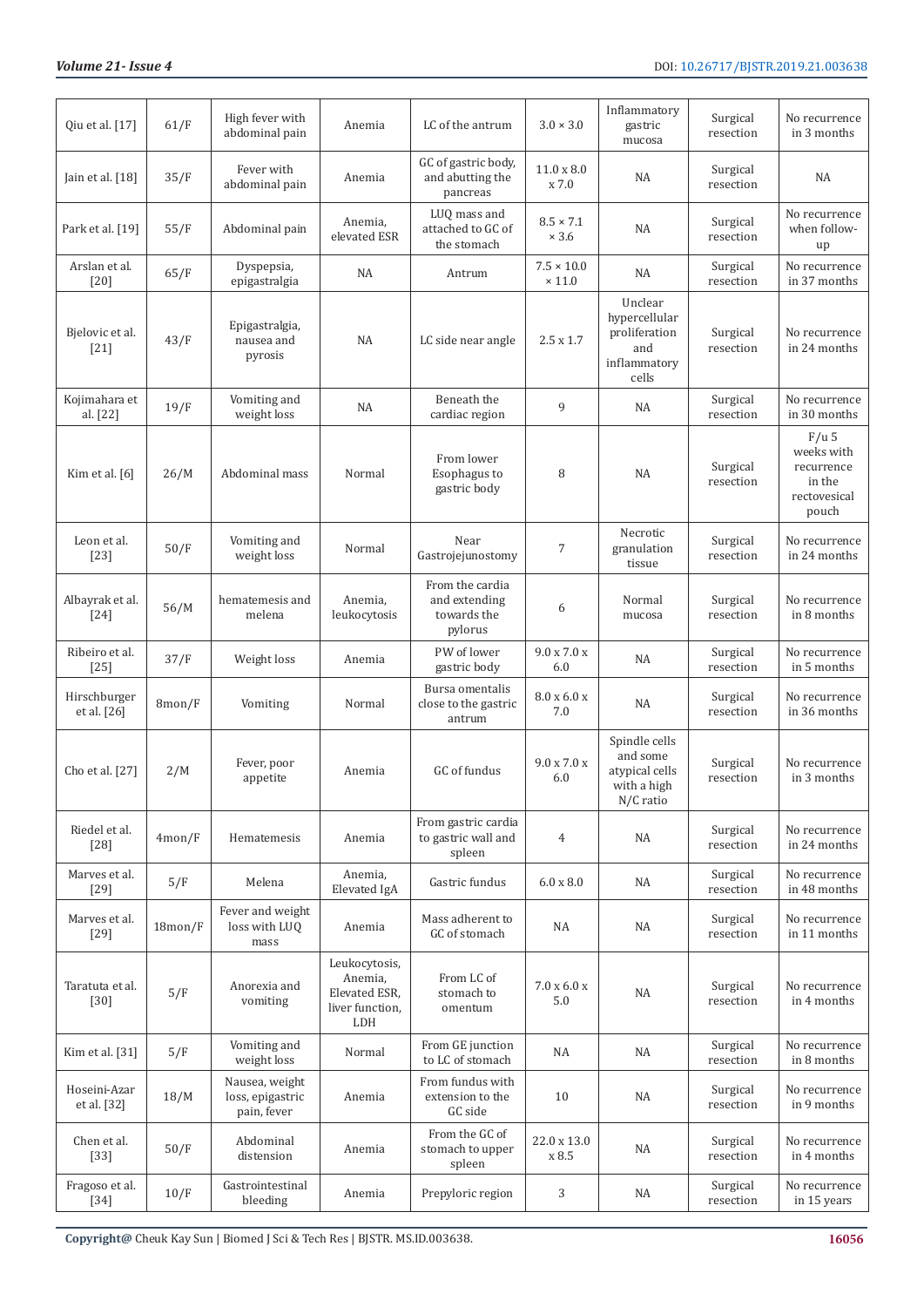| Qiu et al. [17] | 61/F | High fever with abdominal pain | Anemia | LC of the antrum | 3.0 × 3.0 | Inflammatory gastric mucosa | Surgical resection | No recurrence in 3 months |
|---|---|---|---|---|---|---|---|---|
| Jain et al. [18] | 35/F | Fever with abdominal pain | Anemia | GC of gastric body, and abutting the pancreas | 11.0 x 8.0 x 7.0 | NA | Surgical resection | NA |
| Park et al. [19] | 55/F | Abdominal pain | Anemia, elevated ESR | LUQ mass and attached to GC of the stomach | 8.5 × 7.1 × 3.6 | NA | Surgical resection | No recurrence when follow-up |
| Arslan et al. [20] | 65/F | Dyspepsia, epigastralgia | NA | Antrum | 7.5 × 10.0 × 11.0 | NA | Surgical resection | No recurrence in 37 months |
| Bjelovic et al. [21] | 43/F | Epigastralgia, nausea and pyrosis | NA | LC side near angle | 2.5 x 1.7 | Unclear hypercellular proliferation and inflammatory cells | Surgical resection | No recurrence in 24 months |
| Kojimahara et al. [22] | 19/F | Vomiting and weight loss | NA | Beneath the cardiac region | 9 | NA | Surgical resection | No recurrence in 30 months |
| Kim et al. [6] | 26/M | Abdominal mass | Normal | From lower Esophagus to gastric body | 8 | NA | Surgical resection | F/u 5 weeks with recurrence in the rectovesical pouch |
| Leon et al. [23] | 50/F | Vomiting and weight loss | Normal | Near Gastrojejunostomy | 7 | Necrotic granulation tissue | Surgical resection | No recurrence in 24 months |
| Albayrak et al. [24] | 56/M | hematemesis and melena | Anemia, leukocytosis | From the cardia and extending towards the pylorus | 6 | Normal mucosa | Surgical resection | No recurrence in 8 months |
| Ribeiro et al. [25] | 37/F | Weight loss | Anemia | PW of lower gastric body | 9.0 x 7.0 x 6.0 | NA | Surgical resection | No recurrence in 5 months |
| Hirschburger et al. [26] | 8mon/F | Vomiting | Normal | Bursa omentalis close to the gastric antrum | 8.0 x 6.0 x 7.0 | NA | Surgical resection | No recurrence in 36 months |
| Cho et al. [27] | 2/M | Fever, poor appetite | Anemia | GC of fundus | 9.0 x 7.0 x 6.0 | Spindle cells and some atypical cells with a high N/C ratio | Surgical resection | No recurrence in 3 months |
| Riedel et al. [28] | 4mon/F | Hematemesis | Anemia | From gastric cardia to gastric wall and spleen | 4 | NA | Surgical resection | No recurrence in 24 months |
| Marves et al. [29] | 5/F | Melena | Anemia, Elevated IgA | Gastric fundus | 6.0 x 8.0 | NA | Surgical resection | No recurrence in 48 months |
| Marves et al. [29] | 18mon/F | Fever and weight loss with LUQ mass | Anemia | Mass adherent to GC of stomach | NA | NA | Surgical resection | No recurrence in 11 months |
| Taratuta et al. [30] | 5/F | Anorexia and vomiting | Leukocytosis, Anemia, Elevated ESR, liver function, LDH | From LC of stomach to omentum | 7.0 x 6.0 x 5.0 | NA | Surgical resection | No recurrence in 4 months |
| Kim et al. [31] | 5/F | Vomiting and weight loss | Normal | From GE junction to LC of stomach | NA | NA | Surgical resection | No recurrence in 8 months |
| Hoseini-Azar et al. [32] | 18/M | Nausea, weight loss, epigastric pain, fever | Anemia | From fundus with extension to the GC side | 10 | NA | Surgical resection | No recurrence in 9 months |
| Chen et al. [33] | 50/F | Abdominal distension | Anemia | From the GC of stomach to upper spleen | 22.0 x 13.0 x 8.5 | NA | Surgical resection | No recurrence in 4 months |
| Fragoso et al. [34] | 10/F | Gastrointestinal bleeding | Anemia | Prepyloric region | 3 | NA | Surgical resection | No recurrence in 15 years |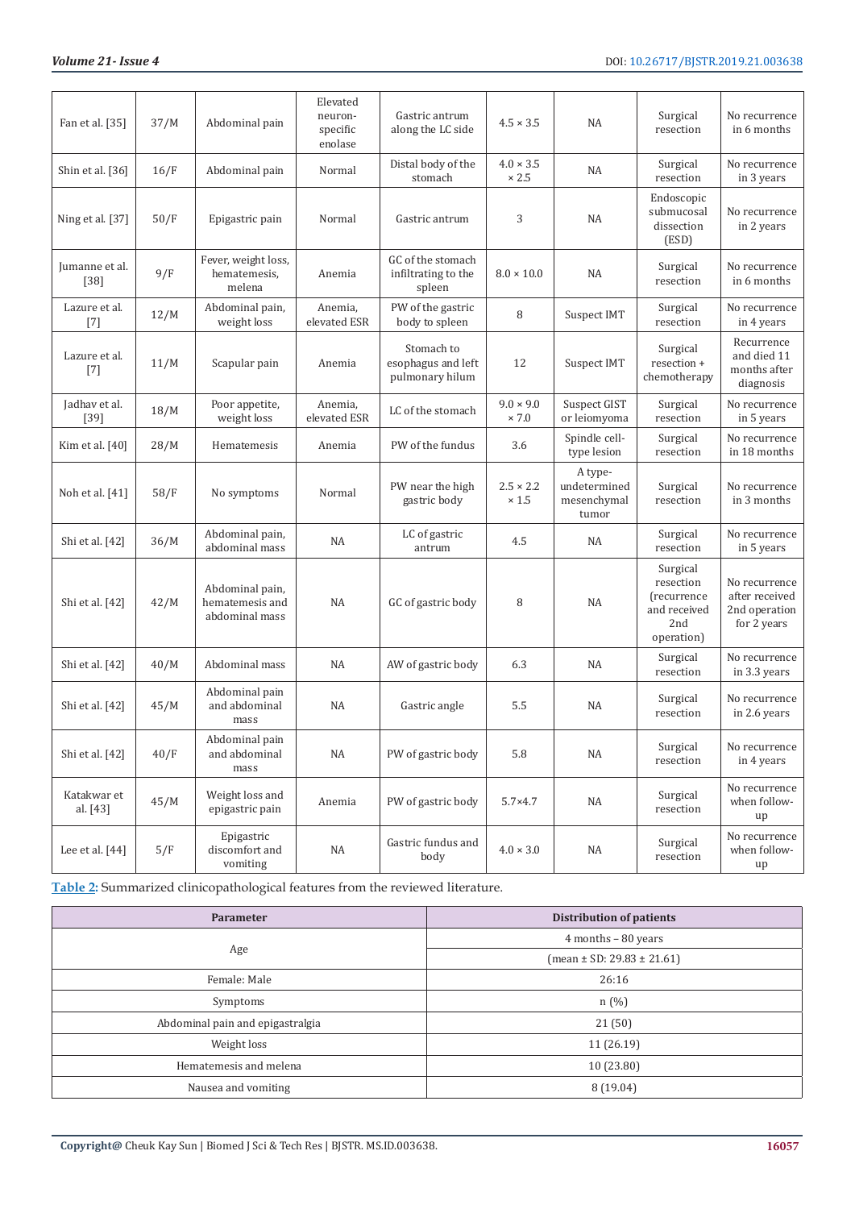| | | | | | | | | |
|---|---|---|---|---|---|---|---|---|
| Fan et al. [35] | 37/M | Abdominal pain | Elevated neuron-specific enolase | Gastric antrum along the LC side | 4.5 × 3.5 | NA | Surgical resection | No recurrence in 6 months |
| Shin et al. [36] | 16/F | Abdominal pain | Normal | Distal body of the stomach | 4.0 × 3.5 × 2.5 | NA | Surgical resection | No recurrence in 3 years |
| Ning et al. [37] | 50/F | Epigastric pain | Normal | Gastric antrum | 3 | NA | Endoscopic submucosal dissection (ESD) | No recurrence in 2 years |
| Jumanne et al. [38] | 9/F | Fever, weight loss, hematemesis, melena | Anemia | GC of the stomach infiltrating to the spleen | 8.0 × 10.0 | NA | Surgical resection | No recurrence in 6 months |
| Lazure et al. [7] | 12/M | Abdominal pain, weight loss | Anemia, elevated ESR | PW of the gastric body to spleen | 8 | Suspect IMT | Surgical resection | No recurrence in 4 years |
| Lazure et al. [7] | 11/M | Scapular pain | Anemia | Stomach to esophagus and left pulmonary hilum | 12 | Suspect IMT | Surgical resection + chemotherapy | Recurrence and died 11 months after diagnosis |
| Jadhav et al. [39] | 18/M | Poor appetite, weight loss | Anemia, elevated ESR | LC of the stomach | 9.0 × 9.0 × 7.0 | Suspect GIST or leiomyoma | Surgical resection | No recurrence in 5 years |
| Kim et al. [40] | 28/M | Hematemesis | Anemia | PW of the fundus | 3.6 | Spindle cell-type lesion | Surgical resection | No recurrence in 18 months |
| Noh et al. [41] | 58/F | No symptoms | Normal | PW near the high gastric body | 2.5 × 2.2 × 1.5 | A type-undetermined mesenchymal tumor | Surgical resection | No recurrence in 3 months |
| Shi et al. [42] | 36/M | Abdominal pain, abdominal mass | NA | LC of gastric antrum | 4.5 | NA | Surgical resection | No recurrence in 5 years |
| Shi et al. [42] | 42/M | Abdominal pain, hematemesis and abdominal mass | NA | GC of gastric body | 8 | NA | Surgical resection (recurrence and received 2nd operation) | No recurrence after received 2nd operation for 2 years |
| Shi et al. [42] | 40/M | Abdominal mass | NA | AW of gastric body | 6.3 | NA | Surgical resection | No recurrence in 3.3 years |
| Shi et al. [42] | 45/M | Abdominal pain and abdominal mass | NA | Gastric angle | 5.5 | NA | Surgical resection | No recurrence in 2.6 years |
| Shi et al. [42] | 40/F | Abdominal pain and abdominal mass | NA | PW of gastric body | 5.8 | NA | Surgical resection | No recurrence in 4 years |
| Katakwar et al. [43] | 45/M | Weight loss and epigastric pain | Anemia | PW of gastric body | 5.7×4.7 | NA | Surgical resection | No recurrence when follow-up |
| Lee et al. [44] | 5/F | Epigastric discomfort and vomiting | NA | Gastric fundus and body | 4.0 × 3.0 | NA | Surgical resection | No recurrence when follow-up |

**Table 2**: Summarized clinicopathological features from the reviewed literature.

| Parameter | Distribution of patients |
|---|---|
| Age | 4 months – 80 years |
| | (mean ± SD: 29.83 ± 21.61) |
| Female: Male | 26:16 |
| Symptoms | n (%) |
| Abdominal pain and epigastralgia | 21 (50) |
| Weight loss | 11 (26.19) |
| Hematemesis and melena | 10 (23.80) |
| Nausea and vomiting | 8 (19.04) |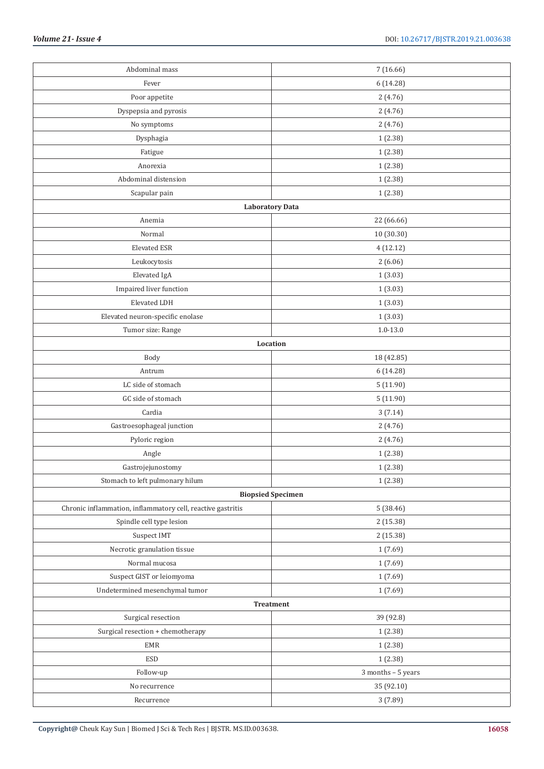| | |
|---|---|
| Abdominal mass | 7 (16.66) |
| Fever | 6 (14.28) |
| Poor appetite | 2 (4.76) |
| Dyspepsia and pyrosis | 2 (4.76) |
| No symptoms | 2 (4.76) |
| Dysphagia | 1 (2.38) |
| Fatigue | 1 (2.38) |
| Anorexia | 1 (2.38) |
| Abdominal distension | 1 (2.38) |
| Scapular pain | 1 (2.38) |
| **Laboratory Data** | |
| Anemia | 22 (66.66) |
| Normal | 10 (30.30) |
| Elevated ESR | 4 (12.12) |
| Leukocytosis | 2 (6.06) |
| Elevated IgA | 1 (3.03) |
| Impaired liver function | 1 (3.03) |
| Elevated LDH | 1 (3.03) |
| Elevated neuron-specific enolase | 1 (3.03) |
| Tumor size: Range | 1.0-13.0 |
| **Location** | |
| Body | 18 (42.85) |
| Antrum | 6 (14.28) |
| LC side of stomach | 5 (11.90) |
| GC side of stomach | 5 (11.90) |
| Cardia | 3 (7.14) |
| Gastroesophageal junction | 2 (4.76) |
| Pyloric region | 2 (4.76) |
| Angle | 1 (2.38) |
| Gastrojejunostomy | 1 (2.38) |
| Stomach to left pulmonary hilum | 1 (2.38) |
| **Biopsied Specimen** | |
| Chronic inflammation, inflammatory cell, reactive gastritis | 5 (38.46) |
| Spindle cell type lesion | 2 (15.38) |
| Suspect IMT | 2 (15.38) |
| Necrotic granulation tissue | 1 (7.69) |
| Normal mucosa | 1 (7.69) |
| Suspect GIST or leiomyoma | 1 (7.69) |
| Undetermined mesenchymal tumor | 1 (7.69) |
| **Treatment** | |
| Surgical resection | 39 (92.8) |
| Surgical resection + chemotherapy | 1 (2.38) |
| EMR | 1 (2.38) |
| ESD | 1 (2.38) |
| Follow-up | 3 months – 5 years |
| No recurrence | 35 (92.10) |
| Recurrence | 3 (7.89) |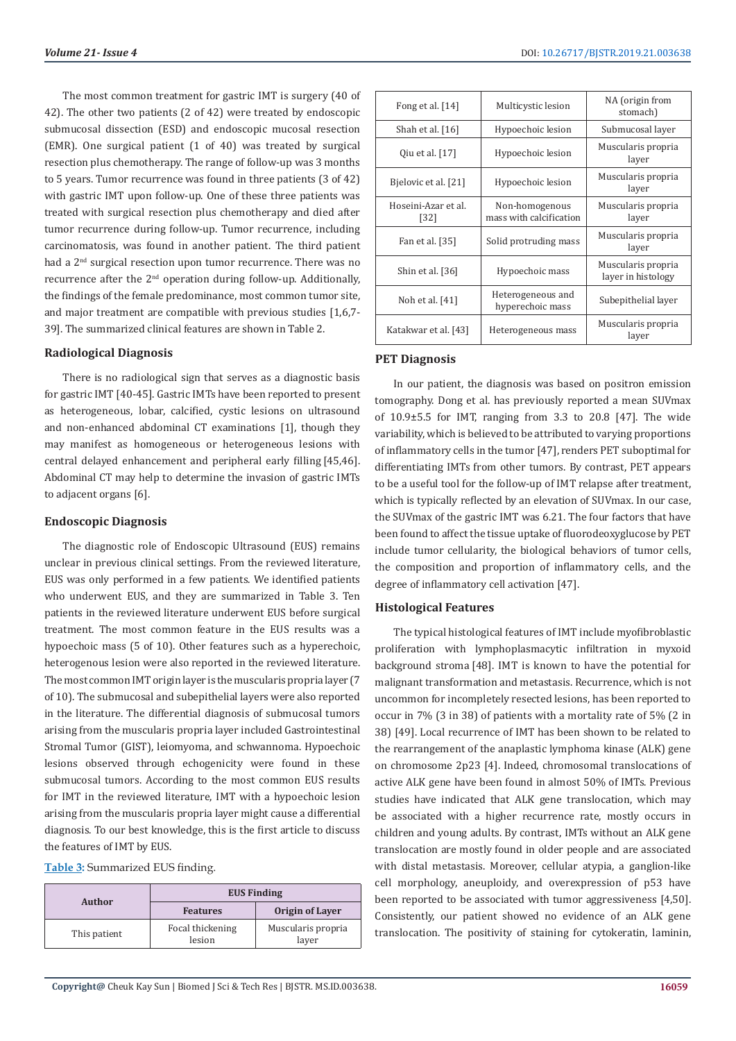The most common treatment for gastric IMT is surgery (40 of 42). The other two patients (2 of 42) were treated by endoscopic submucosal dissection (ESD) and endoscopic mucosal resection (EMR). One surgical patient (1 of 40) was treated by surgical resection plus chemotherapy. The range of follow-up was 3 months to 5 years. Tumor recurrence was found in three patients (3 of 42) with gastric IMT upon follow-up. One of these three patients was treated with surgical resection plus chemotherapy and died after tumor recurrence during follow-up. Tumor recurrence, including carcinomatosis, was found in another patient. The third patient had a 2nd surgical resection upon tumor recurrence. There was no recurrence after the 2nd operation during follow-up. Additionally, the findings of the female predominance, most common tumor site, and major treatment are compatible with previous studies [1,6,7-39]. The summarized clinical features are shown in Table 2.

## Radiological Diagnosis

There is no radiological sign that serves as a diagnostic basis for gastric IMT [40-45]. Gastric IMTs have been reported to present as heterogeneous, lobar, calcified, cystic lesions on ultrasound and non-enhanced abdominal CT examinations [1], though they may manifest as homogeneous or heterogeneous lesions with central delayed enhancement and peripheral early filling [45,46]. Abdominal CT may help to determine the invasion of gastric IMTs to adjacent organs [6].

## Endoscopic Diagnosis

The diagnostic role of Endoscopic Ultrasound (EUS) remains unclear in previous clinical settings. From the reviewed literature, EUS was only performed in a few patients. We identified patients who underwent EUS, and they are summarized in Table 3. Ten patients in the reviewed literature underwent EUS before surgical treatment. The most common feature in the EUS results was a hypoechoic mass (5 of 10). Other features such as a hyperechoic, heterogenous lesion were also reported in the reviewed literature. The most common IMT origin layer is the muscularis propria layer (7 of 10). The submucosal and subepithelial layers were also reported in the literature. The differential diagnosis of submucosal tumors arising from the muscularis propria layer included Gastrointestinal Stromal Tumor (GIST), leiomyoma, and schwannoma. Hypoechoic lesions observed through echogenicity were found in these submucosal tumors. According to the most common EUS results for IMT in the reviewed literature, IMT with a hypoechoic lesion arising from the muscularis propria layer might cause a differential diagnosis. To our best knowledge, this is the first article to discuss the features of IMT by EUS.

Table 3: Summarized EUS finding.

| Author | EUS Finding | |
|---|---|---|
| | Features | Origin of Layer |
| This patient | Focal thickening lesion | Muscularis propria layer |
| Fong et al. [14] | Multicystic lesion | NA (origin from stomach) |
| Shah et al. [16] | Hypoechoic lesion | Submucosal layer |
| Qiu et al. [17] | Hypoechoic lesion | Muscularis propria layer |
| Bjelovic et al. [21] | Hypoechoic lesion | Muscularis propria layer |
| Hoseini-Azar et al. [32] | Non-homogenous mass with calcification | Muscularis propria layer |
| Fan et al. [35] | Solid protruding mass | Muscularis propria layer |
| Shin et al. [36] | Hypoechoic mass | Muscularis propria layer in histology |
| Noh et al. [41] | Heterogeneous and hyperechoic mass | Subepithelial layer |
| Katakwar et al. [43] | Heterogeneous mass | Muscularis propria layer |

## PET Diagnosis

In our patient, the diagnosis was based on positron emission tomography. Dong et al. has previously reported a mean SUVmax of 10.9±5.5 for IMT, ranging from 3.3 to 20.8 [47]. The wide variability, which is believed to be attributed to varying proportions of inflammatory cells in the tumor [47], renders PET suboptimal for differentiating IMTs from other tumors. By contrast, PET appears to be a useful tool for the follow-up of IMT relapse after treatment, which is typically reflected by an elevation of SUVmax. In our case, the SUVmax of the gastric IMT was 6.21. The four factors that have been found to affect the tissue uptake of fluorodeoxyglucose by PET include tumor cellularity, the biological behaviors of tumor cells, the composition and proportion of inflammatory cells, and the degree of inflammatory cell activation [47].

## Histological Features

The typical histological features of IMT include myofibroblastic proliferation with lymphoplasmacytic infiltration in myxoid background stroma [48]. IMT is known to have the potential for malignant transformation and metastasis. Recurrence, which is not uncommon for incompletely resected lesions, has been reported to occur in 7% (3 in 38) of patients with a mortality rate of 5% (2 in 38) [49]. Local recurrence of IMT has been shown to be related to the rearrangement of the anaplastic lymphoma kinase (ALK) gene on chromosome 2p23 [4]. Indeed, chromosomal translocations of active ALK gene have been found in almost 50% of IMTs. Previous studies have indicated that ALK gene translocation, which may be associated with a higher recurrence rate, mostly occurs in children and young adults. By contrast, IMTs without an ALK gene translocation are mostly found in older people and are associated with distal metastasis. Moreover, cellular atypia, a ganglion-like cell morphology, aneuploidy, and overexpression of p53 have been reported to be associated with tumor aggressiveness [4,50]. Consistently, our patient showed no evidence of an ALK gene translocation. The positivity of staining for cytokeratin, laminin,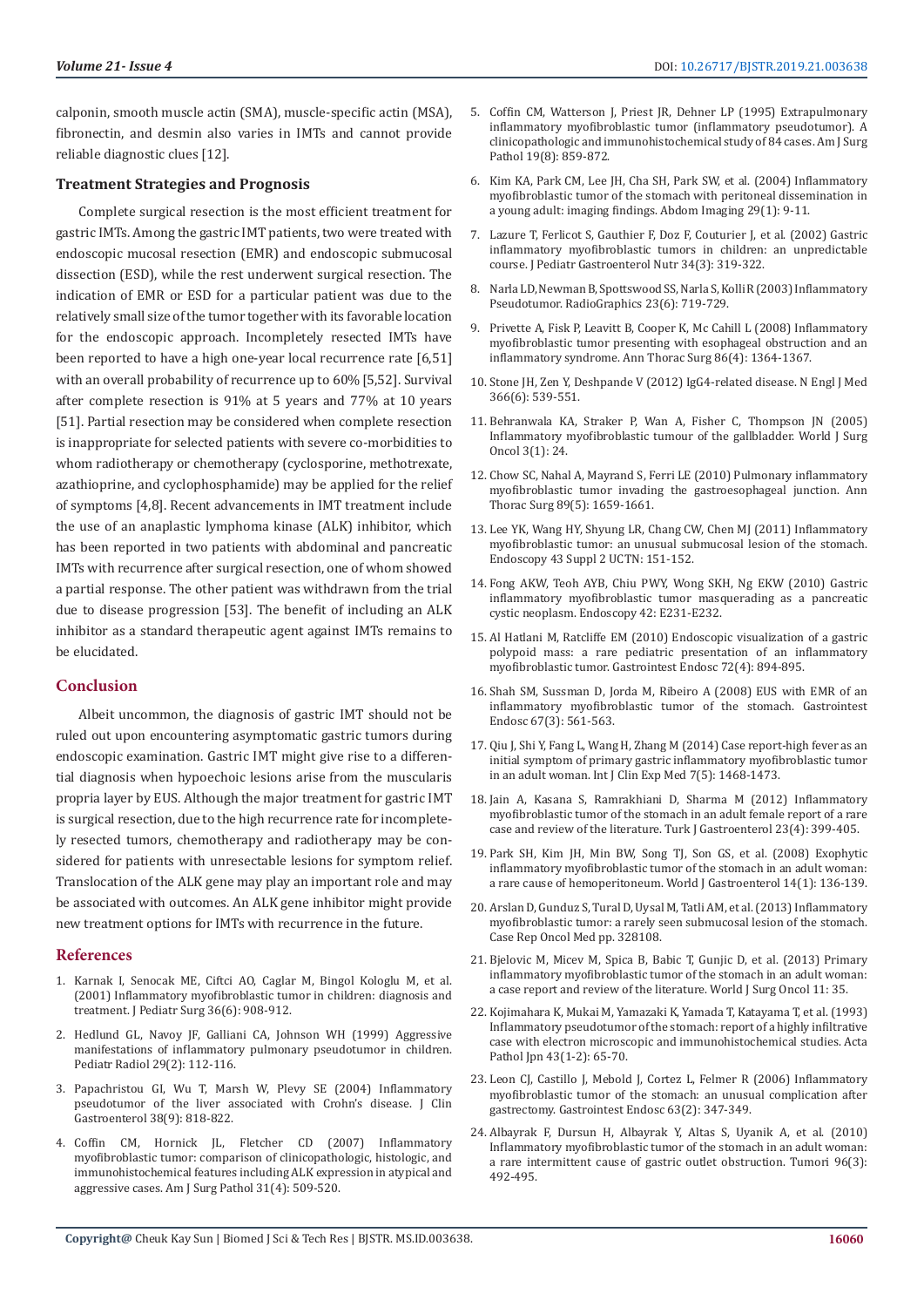calponin, smooth muscle actin (SMA), muscle-specific actin (MSA), fibronectin, and desmin also varies in IMTs and cannot provide reliable diagnostic clues [12].

### Treatment Strategies and Prognosis

Complete surgical resection is the most efficient treatment for gastric IMTs. Among the gastric IMT patients, two were treated with endoscopic mucosal resection (EMR) and endoscopic submucosal dissection (ESD), while the rest underwent surgical resection. The indication of EMR or ESD for a particular patient was due to the relatively small size of the tumor together with its favorable location for the endoscopic approach. Incompletely resected IMTs have been reported to have a high one-year local recurrence rate [6,51] with an overall probability of recurrence up to 60% [5,52]. Survival after complete resection is 91% at 5 years and 77% at 10 years [51]. Partial resection may be considered when complete resection is inappropriate for selected patients with severe co-morbidities to whom radiotherapy or chemotherapy (cyclosporine, methotrexate, azathioprine, and cyclophosphamide) may be applied for the relief of symptoms [4,8]. Recent advancements in IMT treatment include the use of an anaplastic lymphoma kinase (ALK) inhibitor, which has been reported in two patients with abdominal and pancreatic IMTs with recurrence after surgical resection, one of whom showed a partial response. The other patient was withdrawn from the trial due to disease progression [53]. The benefit of including an ALK inhibitor as a standard therapeutic agent against IMTs remains to be elucidated.

## Conclusion

Albeit uncommon, the diagnosis of gastric IMT should not be ruled out upon encountering asymptomatic gastric tumors during endoscopic examination. Gastric IMT might give rise to a differential diagnosis when hypoechoic lesions arise from the muscularis propria layer by EUS. Although the major treatment for gastric IMT is surgical resection, due to the high recurrence rate for incompletely resected tumors, chemotherapy and radiotherapy may be considered for patients with unresectable lesions for symptom relief. Translocation of the ALK gene may play an important role and may be associated with outcomes. An ALK gene inhibitor might provide new treatment options for IMTs with recurrence in the future.

## References

1. Karnak I, Senocak ME, Ciftci AO, Caglar M, Bingol Kologlu M, et al. (2001) Inflammatory myofibroblastic tumor in children: diagnosis and treatment. J Pediatr Surg 36(6): 908-912.
2. Hedlund GL, Navoy JF, Galliani CA, Johnson WH (1999) Aggressive manifestations of inflammatory pulmonary pseudotumor in children. Pediatr Radiol 29(2): 112-116.
3. Papachristou GI, Wu T, Marsh W, Plevy SE (2004) Inflammatory pseudotumor of the liver associated with Crohn's disease. J Clin Gastroenterol 38(9): 818-822.
4. Coffin CM, Hornick JL, Fletcher CD (2007) Inflammatory myofibroblastic tumor: comparison of clinicopathologic, histologic, and immunohistochemical features including ALK expression in atypical and aggressive cases. Am J Surg Pathol 31(4): 509-520.
5. Coffin CM, Watterson J, Priest JR, Dehner LP (1995) Extrapulmonary inflammatory myofibroblastic tumor (inflammatory pseudotumor). A clinicopathologic and immunohistochemical study of 84 cases. Am J Surg Pathol 19(8): 859-872.
6. Kim KA, Park CM, Lee JH, Cha SH, Park SW, et al. (2004) Inflammatory myofibroblastic tumor of the stomach with peritoneal dissemination in a young adult: imaging findings. Abdom Imaging 29(1): 9-11.
7. Lazure T, Ferlicot S, Gauthier F, Doz F, Couturier J, et al. (2002) Gastric inflammatory myofibroblastic tumors in children: an unpredictable course. J Pediatr Gastroenterol Nutr 34(3): 319-322.
8. Narla LD, Newman B, Spottswood SS, Narla S, Kolli R (2003) Inflammatory Pseudotumor. RadioGraphics 23(6): 719-729.
9. Privette A, Fisk P, Leavitt B, Cooper K, Mc Cahill L (2008) Inflammatory myofibroblastic tumor presenting with esophageal obstruction and an inflammatory syndrome. Ann Thorac Surg 86(4): 1364-1367.
10. Stone JH, Zen Y, Deshpande V (2012) IgG4-related disease. N Engl J Med 366(6): 539-551.
11. Behranwala KA, Straker P, Wan A, Fisher C, Thompson JN (2005) Inflammatory myofibroblastic tumour of the gallbladder. World J Surg Oncol 3(1): 24.
12. Chow SC, Nahal A, Mayrand S, Ferri LE (2010) Pulmonary inflammatory myofibroblastic tumor invading the gastroesophageal junction. Ann Thorac Surg 89(5): 1659-1661.
13. Lee YK, Wang HY, Shyung LR, Chang CW, Chen MJ (2011) Inflammatory myofibroblastic tumor: an unusual submucosal lesion of the stomach. Endoscopy 43 Suppl 2 UCTN: 151-152.
14. Fong AKW, Teoh AYB, Chiu PWY, Wong SKH, Ng EKW (2010) Gastric inflammatory myofibroblastic tumor masquerading as a pancreatic cystic neoplasm. Endoscopy 42: E231-E232.
15. Al Hatlani M, Ratcliffe EM (2010) Endoscopic visualization of a gastric polypoid mass: a rare pediatric presentation of an inflammatory myofibroblastic tumor. Gastrointest Endosc 72(4): 894-895.
16. Shah SM, Sussman D, Jorda M, Ribeiro A (2008) EUS with EMR of an inflammatory myofibroblastic tumor of the stomach. Gastrointest Endosc 67(3): 561-563.
17. Qiu J, Shi Y, Fang L, Wang H, Zhang M (2014) Case report-high fever as an initial symptom of primary gastric inflammatory myofibroblastic tumor in an adult woman. Int J Clin Exp Med 7(5): 1468-1473.
18. Jain A, Kasana S, Ramrakhiani D, Sharma M (2012) Inflammatory myofibroblastic tumor of the stomach in an adult female report of a rare case and review of the literature. Turk J Gastroenterol 23(4): 399-405.
19. Park SH, Kim JH, Min BW, Song TJ, Son GS, et al. (2008) Exophytic inflammatory myofibroblastic tumor of the stomach in an adult woman: a rare cause of hemoperitoneum. World J Gastroenterol 14(1): 136-139.
20. Arslan D, Gunduz S, Tural D, Uysal M, Tatli AM, et al. (2013) Inflammatory myofibroblastic tumor: a rarely seen submucosal lesion of the stomach. Case Rep Oncol Med pp. 328108.
21. Bjelovic M, Micev M, Spica B, Babic T, Gunjic D, et al. (2013) Primary inflammatory myofibroblastic tumor of the stomach in an adult woman: a case report and review of the literature. World J Surg Oncol 11: 35.
22. Kojimahara K, Mukai M, Yamazaki K, Yamada T, Katayama T, et al. (1993) Inflammatory pseudotumor of the stomach: report of a highly infiltrative case with electron microscopic and immunohistochemical studies. Acta Pathol Jpn 43(1-2): 65-70.
23. Leon CJ, Castillo J, Mebold J, Cortez L, Felmer R (2006) Inflammatory myofibroblastic tumor of the stomach: an unusual complication after gastrectomy. Gastrointest Endosc 63(2): 347-349.
24. Albayrak F, Dursun H, Albayrak Y, Altas S, Uyanik A, et al. (2010) Inflammatory myofibroblastic tumor of the stomach in an adult woman: a rare intermittent cause of gastric outlet obstruction. Tumori 96(3): 492-495.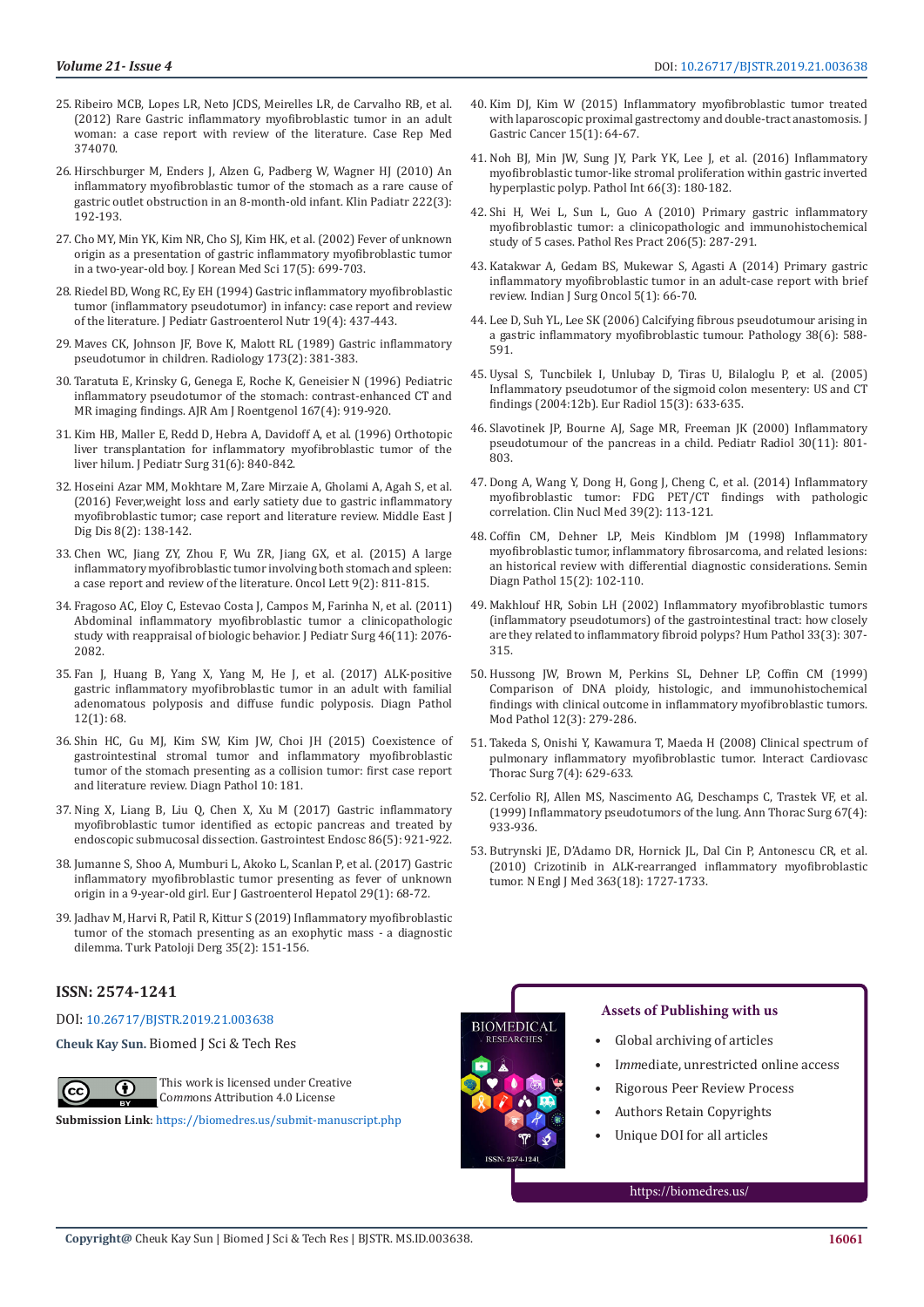25. Ribeiro MCB, Lopes LR, Neto JCDS, Meirelles LR, de Carvalho RB, et al. (2012) Rare Gastric inflammatory myofibroblastic tumor in an adult woman: a case report with review of the literature. Case Rep Med 374070.
26. Hirschburger M, Enders J, Alzen G, Padberg W, Wagner HJ (2010) An inflammatory myofibroblastic tumor of the stomach as a rare cause of gastric outlet obstruction in an 8-month-old infant. Klin Padiatr 222(3): 192-193.
27. Cho MY, Min YK, Kim NR, Cho SJ, Kim HK, et al. (2002) Fever of unknown origin as a presentation of gastric inflammatory myofibroblastic tumor in a two-year-old boy. J Korean Med Sci 17(5): 699-703.
28. Riedel BD, Wong RC, Ey EH (1994) Gastric inflammatory myofibroblastic tumor (inflammatory pseudotumor) in infancy: case report and review of the literature. J Pediatr Gastroenterol Nutr 19(4): 437-443.
29. Maves CK, Johnson JF, Bove K, Malott RL (1989) Gastric inflammatory pseudotumor in children. Radiology 173(2): 381-383.
30. Taratuta E, Krinsky G, Genega E, Roche K, Geneisier N (1996) Pediatric inflammatory pseudotumor of the stomach: contrast-enhanced CT and MR imaging findings. AJR Am J Roentgenol 167(4): 919-920.
31. Kim HB, Maller E, Redd D, Hebra A, Davidoff A, et al. (1996) Orthotopic liver transplantation for inflammatory myofibroblastic tumor of the liver hilum. J Pediatr Surg 31(6): 840-842.
32. Hoseini Azar MM, Mokhtare M, Zare Mirzaie A, Gholami A, Agah S, et al. (2016) Fever,weight loss and early satiety due to gastric inflammatory myofibroblastic tumor; case report and literature review. Middle East J Dig Dis 8(2): 138-142.
33. Chen WC, Jiang ZY, Zhou F, Wu ZR, Jiang GX, et al. (2015) A large inflammatory myofibroblastic tumor involving both stomach and spleen: a case report and review of the literature. Oncol Lett 9(2): 811-815.
34. Fragoso AC, Eloy C, Estevao Costa J, Campos M, Farinha N, et al. (2011) Abdominal inflammatory myofibroblastic tumor a clinicopathologic study with reappraisal of biologic behavior. J Pediatr Surg 46(11): 2076-2082.
35. Fan J, Huang B, Yang X, Yang M, He J, et al. (2017) ALK-positive gastric inflammatory myofibroblastic tumor in an adult with familial adenomatous polyposis and diffuse fundic polyposis. Diagn Pathol 12(1): 68.
36. Shin HC, Gu MJ, Kim SW, Kim JW, Choi JH (2015) Coexistence of gastrointestinal stromal tumor and inflammatory myofibroblastic tumor of the stomach presenting as a collision tumor: first case report and literature review. Diagn Pathol 10: 181.
37. Ning X, Liang B, Liu Q, Chen X, Xu M (2017) Gastric inflammatory myofibroblastic tumor identified as ectopic pancreas and treated by endoscopic submucosal dissection. Gastrointest Endosc 86(5): 921-922.
38. Jumanne S, Shoo A, Mumburi L, Akoko L, Scanlan P, et al. (2017) Gastric inflammatory myofibroblastic tumor presenting as fever of unknown origin in a 9-year-old girl. Eur J Gastroenterol Hepatol 29(1): 68-72.
39. Jadhav M, Harvi R, Patil R, Kittur S (2019) Inflammatory myofibroblastic tumor of the stomach presenting as an exophytic mass - a diagnostic dilemma. Turk Patoloji Derg 35(2): 151-156.
40. Kim DJ, Kim W (2015) Inflammatory myofibroblastic tumor treated with laparoscopic proximal gastrectomy and double-tract anastomosis. J Gastric Cancer 15(1): 64-67.
41. Noh BJ, Min JW, Sung JY, Park YK, Lee J, et al. (2016) Inflammatory myofibroblastic tumor-like stromal proliferation within gastric inverted hyperplastic polyp. Pathol Int 66(3): 180-182.
42. Shi H, Wei L, Sun L, Guo A (2010) Primary gastric inflammatory myofibroblastic tumor: a clinicopathologic and immunohistochemical study of 5 cases. Pathol Res Pract 206(5): 287-291.
43. Katakwar A, Gedam BS, Mukewar S, Agasti A (2014) Primary gastric inflammatory myofibroblastic tumor in an adult-case report with brief review. Indian J Surg Oncol 5(1): 66-70.
44. Lee D, Suh YL, Lee SK (2006) Calcifying fibrous pseudotumour arising in a gastric inflammatory myofibroblastic tumour. Pathology 38(6): 588-591.
45. Uysal S, Tuncbilek I, Unlubay D, Tiras U, Bilaloglu P, et al. (2005) Inflammatory pseudotumor of the sigmoid colon mesentery: US and CT findings (2004:12b). Eur Radiol 15(3): 633-635.
46. Slavotinek JP, Bourne AJ, Sage MR, Freeman JK (2000) Inflammatory pseudotumour of the pancreas in a child. Pediatr Radiol 30(11): 801-803.
47. Dong A, Wang Y, Dong H, Gong J, Cheng C, et al. (2014) Inflammatory myofibroblastic tumor: FDG PET/CT findings with pathologic correlation. Clin Nucl Med 39(2): 113-121.
48. Coffin CM, Dehner LP, Meis Kindblom JM (1998) Inflammatory myofibroblastic tumor, inflammatory fibrosarcoma, and related lesions: an historical review with differential diagnostic considerations. Semin Diagn Pathol 15(2): 102-110.
49. Makhlouf HR, Sobin LH (2002) Inflammatory myofibroblastic tumors (inflammatory pseudotumors) of the gastrointestinal tract: how closely are they related to inflammatory fibroid polyps? Hum Pathol 33(3): 307-315.
50. Hussong JW, Brown M, Perkins SL, Dehner LP, Coffin CM (1999) Comparison of DNA ploidy, histologic, and immunohistochemical findings with clinical outcome in inflammatory myofibroblastic tumors. Mod Pathol 12(3): 279-286.
51. Takeda S, Onishi Y, Kawamura T, Maeda H (2008) Clinical spectrum of pulmonary inflammatory myofibroblastic tumor. Interact Cardiovasc Thorac Surg 7(4): 629-633.
52. Cerfolio RJ, Allen MS, Nascimento AG, Deschamps C, Trastek VF, et al. (1999) Inflammatory pseudotumors of the lung. Ann Thorac Surg 67(4): 933-936.
53. Butrynski JE, D'Adamo DR, Hornick JL, Dal Cin P, Antonescu CR, et al. (2010) Crizotinib in ALK-rearranged inflammatory myofibroblastic tumor. N Engl J Med 363(18): 1727-1733.

**ISSN: 2574-1241**

DOI: 10.26717/BJSTR.2019.21.003638

**Cheuk Kay Sun.** Biomed J Sci & Tech Res

This work is licensed under Creative Commons Attribution 4.0 License

**Submission Link**: https://biomedres.us/submit-manuscript.php

### Assets of Publishing with us

- Global archiving of articles
- Immediate, unrestricted online access
- Rigorous Peer Review Process
- Authors Retain Copyrights
- Unique DOI for all articles

https://biomedres.us/